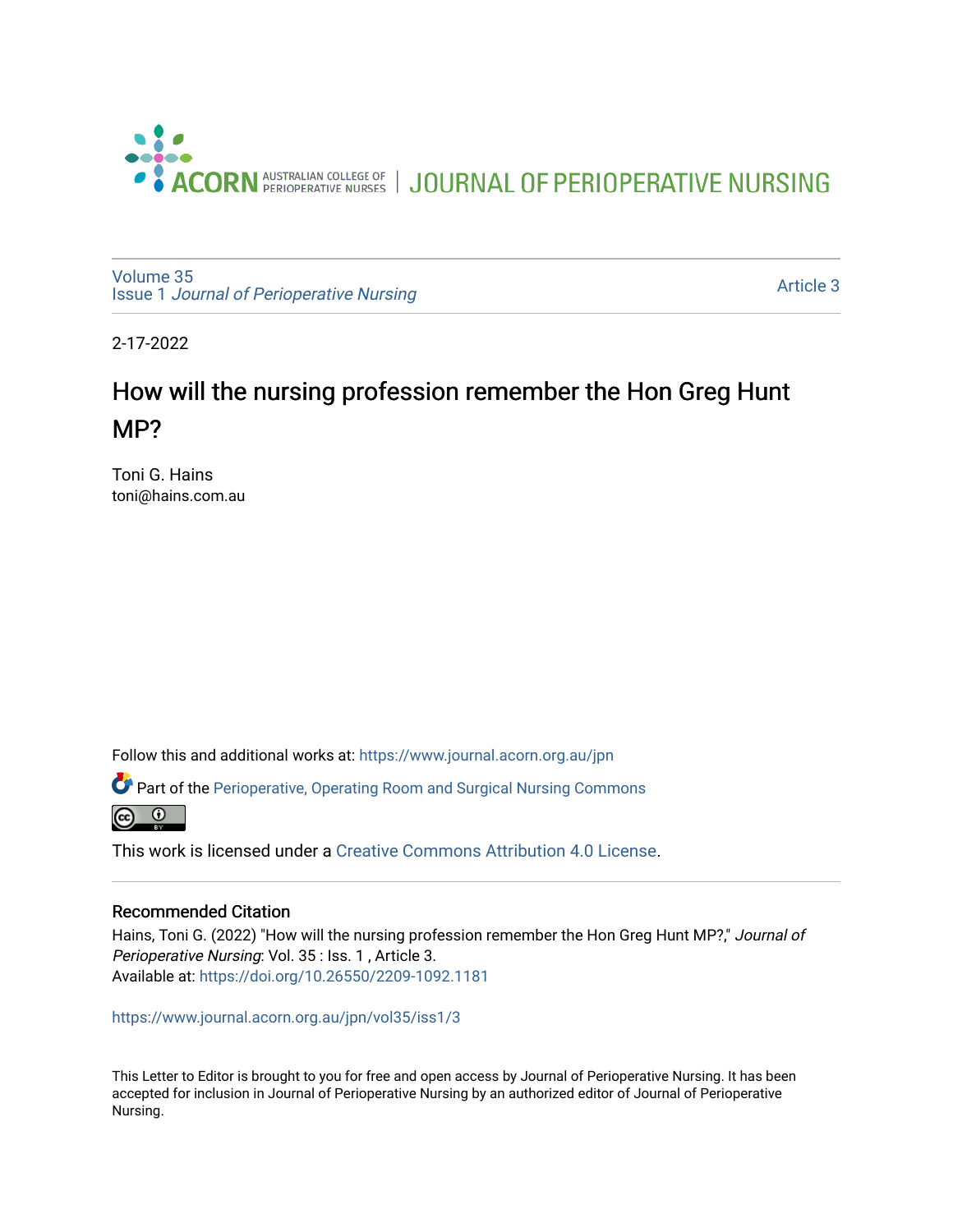ACORN AUSTRALIAN COLLEGE OF PERIOPERATIVE NURSES | JOURNAL OF PERIOPERATIVE NURSING

Volume 35
Issue 1 *Journal of Perioperative Nursing*

Article 3

2-17-2022

# How will the nursing profession remember the Hon Greg Hunt MP?

Toni G. Hains
toni@hains.com.au

Follow this and additional works at: https://www.journal.acorn.org.au/jpn

Part of the Perioperative, Operating Room and Surgical Nursing Commons

This work is licensed under a Creative Commons Attribution 4.0 License.

### Recommended Citation

Hains, Toni G. (2022) "How will the nursing profession remember the Hon Greg Hunt MP?," *Journal of Perioperative Nursing*: Vol. 35 : Iss. 1 , Article 3.
Available at: https://doi.org/10.26550/2209-1092.1181

https://www.journal.acorn.org.au/jpn/vol35/iss1/3

This Letter to Editor is brought to you for free and open access by Journal of Perioperative Nursing. It has been accepted for inclusion in Journal of Perioperative Nursing by an authorized editor of Journal of Perioperative Nursing.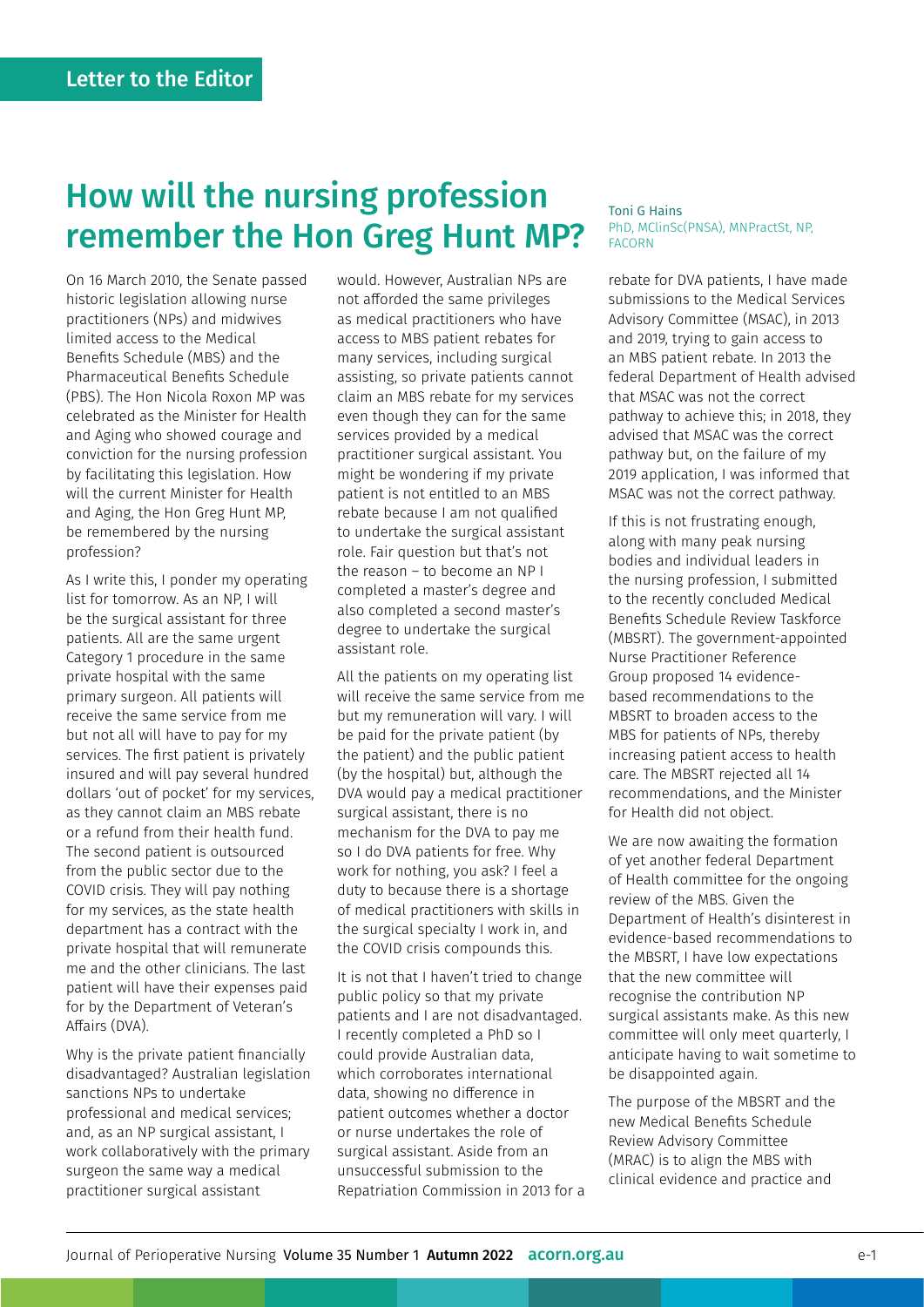Letter to the Editor

# How will the nursing profession remember the Hon Greg Hunt MP?

Toni G Hains
PhD, MClinSc(PNSA), MNPractSt, NP, FACORN

On 16 March 2010, the Senate passed historic legislation allowing nurse practitioners (NPs) and midwives limited access to the Medical Benefits Schedule (MBS) and the Pharmaceutical Benefits Schedule (PBS). The Hon Nicola Roxon MP was celebrated as the Minister for Health and Aging who showed courage and conviction for the nursing profession by facilitating this legislation. How will the current Minister for Health and Aging, the Hon Greg Hunt MP, be remembered by the nursing profession?

As I write this, I ponder my operating list for tomorrow. As an NP, I will be the surgical assistant for three patients. All are the same urgent Category 1 procedure in the same private hospital with the same primary surgeon. All patients will receive the same service from me but not all will have to pay for my services. The first patient is privately insured and will pay several hundred dollars 'out of pocket' for my services, as they cannot claim an MBS rebate or a refund from their health fund. The second patient is outsourced from the public sector due to the COVID crisis. They will pay nothing for my services, as the state health department has a contract with the private hospital that will remunerate me and the other clinicians. The last patient will have their expenses paid for by the Department of Veteran's Affairs (DVA).

Why is the private patient financially disadvantaged? Australian legislation sanctions NPs to undertake professional and medical services; and, as an NP surgical assistant, I work collaboratively with the primary surgeon the same way a medical practitioner surgical assistant would. However, Australian NPs are not afforded the same privileges as medical practitioners who have access to MBS patient rebates for many services, including surgical assisting, so private patients cannot claim an MBS rebate for my services even though they can for the same services provided by a medical practitioner surgical assistant. You might be wondering if my private patient is not entitled to an MBS rebate because I am not qualified to undertake the surgical assistant role. Fair question but that's not the reason – to become an NP I completed a master's degree and also completed a second master's degree to undertake the surgical assistant role.

All the patients on my operating list will receive the same service from me but my remuneration will vary. I will be paid for the private patient (by the patient) and the public patient (by the hospital) but, although the DVA would pay a medical practitioner surgical assistant, there is no mechanism for the DVA to pay me so I do DVA patients for free. Why work for nothing, you ask? I feel a duty to because there is a shortage of medical practitioners with skills in the surgical specialty I work in, and the COVID crisis compounds this.

It is not that I haven't tried to change public policy so that my private patients and I are not disadvantaged. I recently completed a PhD so I could provide Australian data, which corroborates international data, showing no difference in patient outcomes whether a doctor or nurse undertakes the role of surgical assistant. Aside from an unsuccessful submission to the Repatriation Commission in 2013 for a rebate for DVA patients, I have made submissions to the Medical Services Advisory Committee (MSAC), in 2013 and 2019, trying to gain access to an MBS patient rebate. In 2013 the federal Department of Health advised that MSAC was not the correct pathway to achieve this; in 2018, they advised that MSAC was the correct pathway but, on the failure of my 2019 application, I was informed that MSAC was not the correct pathway.

If this is not frustrating enough, along with many peak nursing bodies and individual leaders in the nursing profession, I submitted to the recently concluded Medical Benefits Schedule Review Taskforce (MBSRT). The government-appointed Nurse Practitioner Reference Group proposed 14 evidence-based recommendations to the MBSRT to broaden access to the MBS for patients of NPs, thereby increasing patient access to health care. The MBSRT rejected all 14 recommendations, and the Minister for Health did not object.

We are now awaiting the formation of yet another federal Department of Health committee for the ongoing review of the MBS. Given the Department of Health's disinterest in evidence-based recommendations to the MBSRT, I have low expectations that the new committee will recognise the contribution NP surgical assistants make. As this new committee will only meet quarterly, I anticipate having to wait sometime to be disappointed again.

The purpose of the MBSRT and the new Medical Benefits Schedule Review Advisory Committee (MRAC) is to align the MBS with clinical evidence and practice and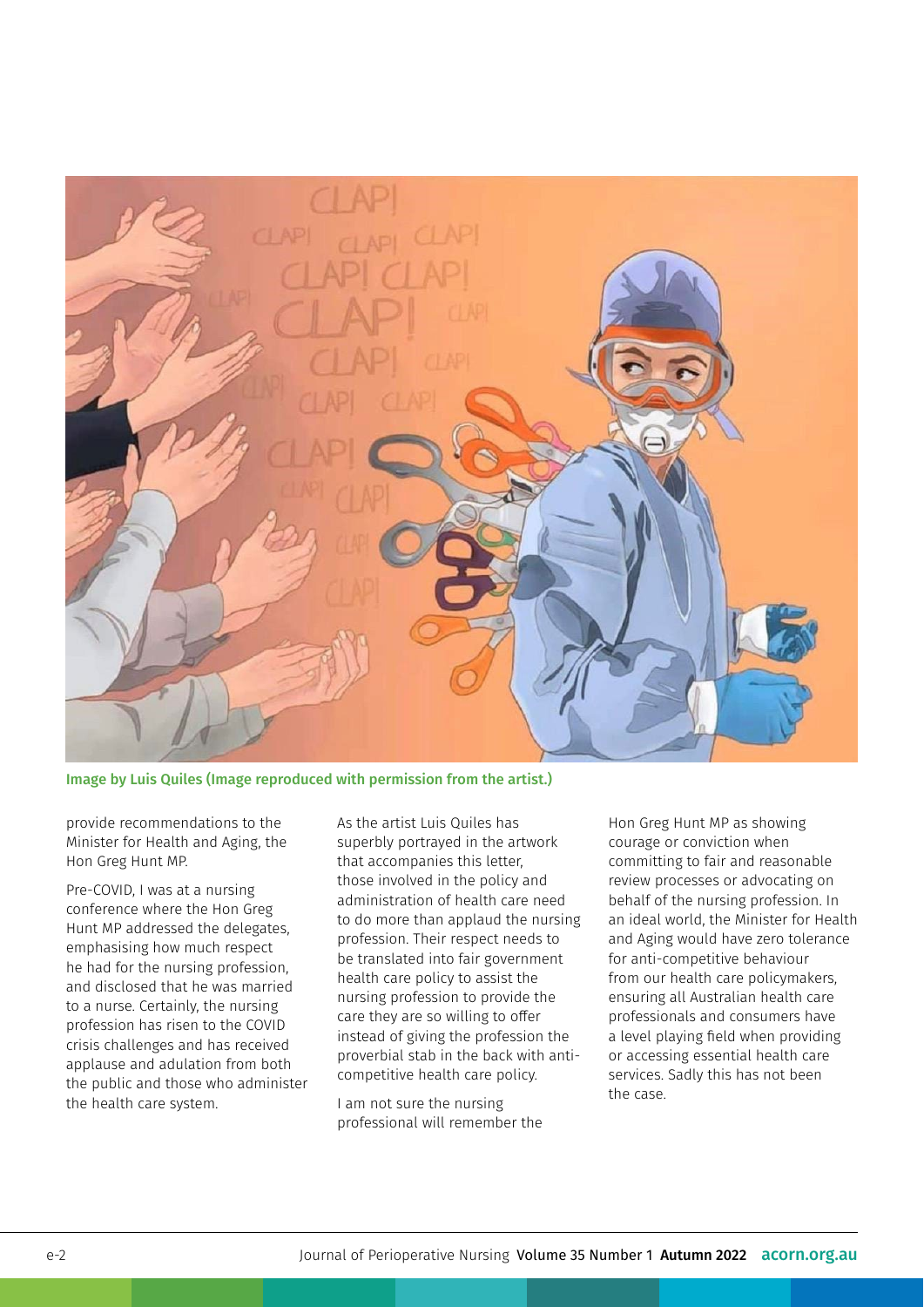Image by Luis Quiles (Image reproduced with permission from the artist.)

provide recommendations to the Minister for Health and Aging, the Hon Greg Hunt MP.

Pre-COVID, I was at a nursing conference where the Hon Greg Hunt MP addressed the delegates, emphasising how much respect he had for the nursing profession, and disclosed that he was married to a nurse. Certainly, the nursing profession has risen to the COVID crisis challenges and has received applause and adulation from both the public and those who administer the health care system.

As the artist Luis Quiles has superbly portrayed in the artwork that accompanies this letter, those involved in the policy and administration of health care need to do more than applaud the nursing profession. Their respect needs to be translated into fair government health care policy to assist the nursing profession to provide the care they are so willing to offer instead of giving the profession the proverbial stab in the back with anti-competitive health care policy.

I am not sure the nursing professional will remember the Hon Greg Hunt MP as showing courage or conviction when committing to fair and reasonable review processes or advocating on behalf of the nursing profession. In an ideal world, the Minister for Health and Aging would have zero tolerance for anti-competitive behaviour from our health care policymakers, ensuring all Australian health care professionals and consumers have a level playing field when providing or accessing essential health care services. Sadly this has not been the case.